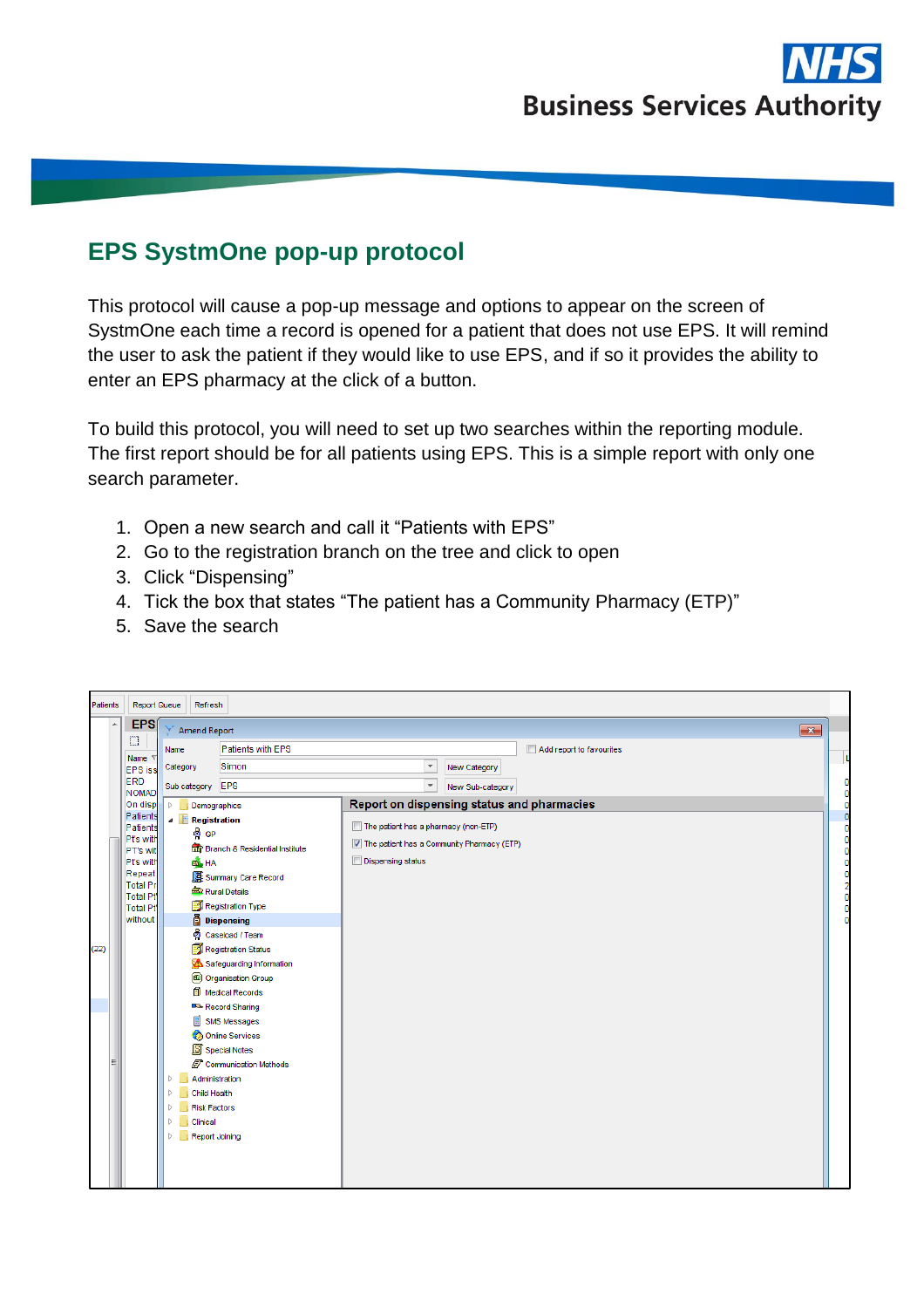# EPS SystmOne pop-up protocol

This protocol will cause a pop-up message and options to appear on the screen of SystmOne each time a record is opened for a patient that does not use EPS. It will remind the user to ask the patient if they would like to use EPS, and if so it provides the ability to enter an EPS pharmacy at the click of a button.

To build this protocol, you will need to set up two searches within the reporting module. The first report should be for all patients using EPS. This is a simple report with only one search parameter.

1. Open a new search and call it “Patients with EPS”
2. Go to the registration branch on the tree and click to open
3. Click “Dispensing”
4. Tick the box that states “The patient has a Community Pharmacy (ETP)”
5. Save the search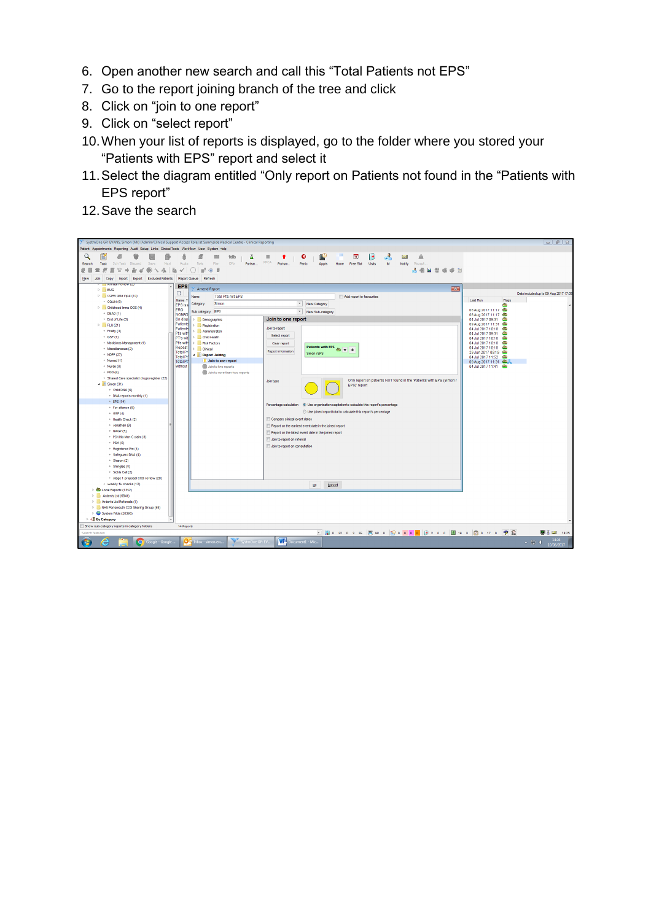6. Open another new search and call this “Total Patients not EPS”
7. Go to the report joining branch of the tree and click
8. Click on “join to one report”
9. Click on “select report”
10. When your list of reports is displayed, go to the folder where you stored your “Patients with EPS” report and select it
11. Select the diagram entitled “Only report on Patients not found in the “Patients with EPS report”
12. Save the search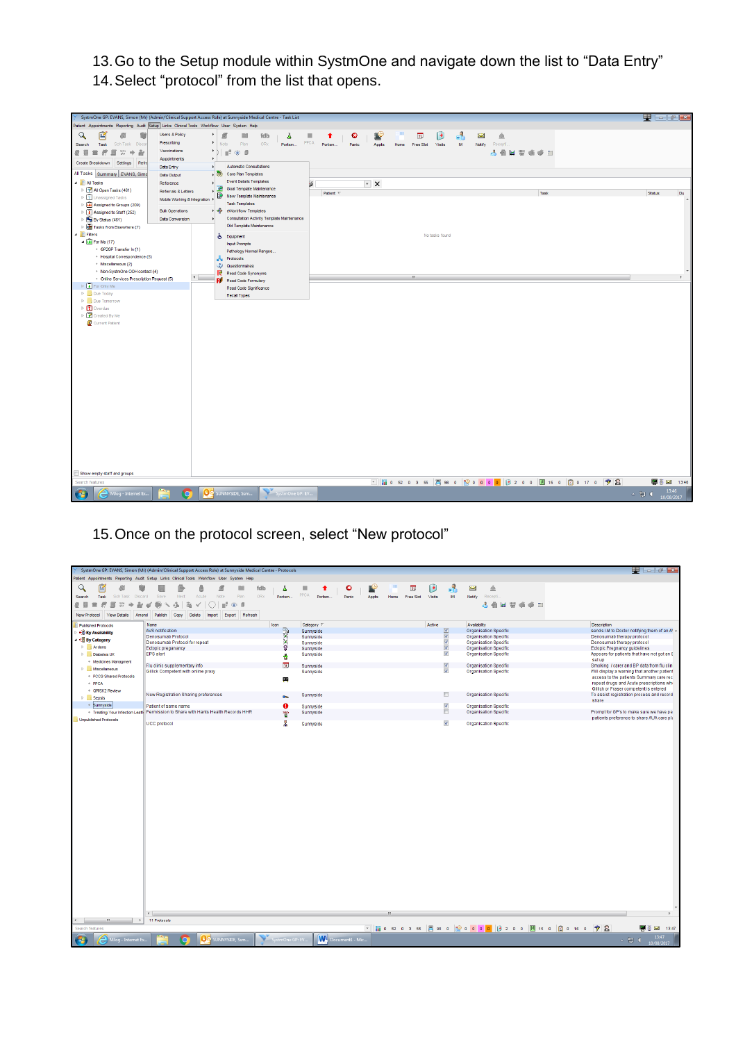13. Go to the Setup module within SystmOne and navigate down the list to “Data Entry”
14. Select “protocol” from the list that opens.

15. Once on the protocol screen, select “New protocol”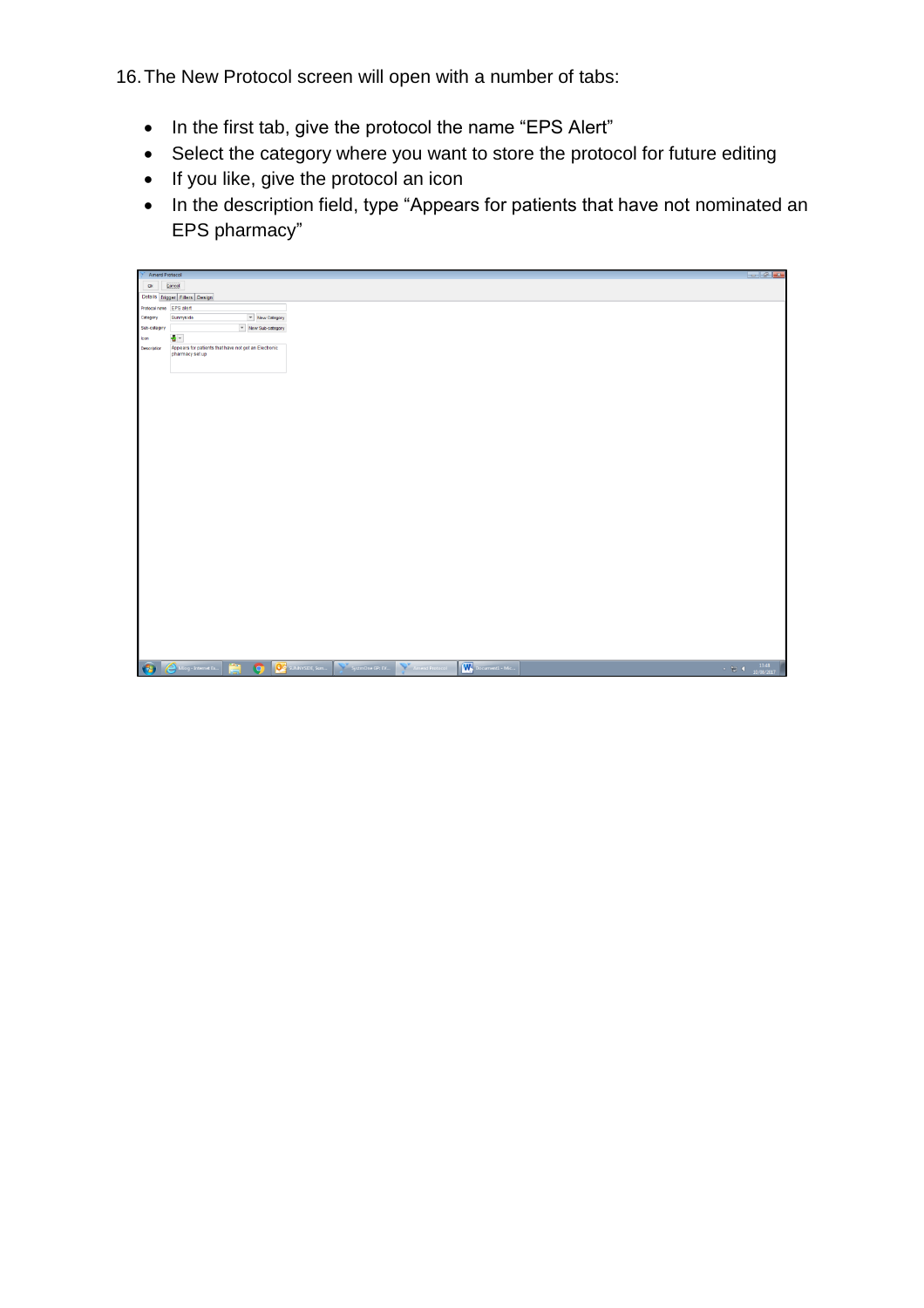16. The New Protocol screen will open with a number of tabs:

- In the first tab, give the protocol the name “EPS Alert”
- Select the category where you want to store the protocol for future editing
- If you like, give the protocol an icon
- In the description field, type “Appears for patients that have not nominated an EPS pharmacy”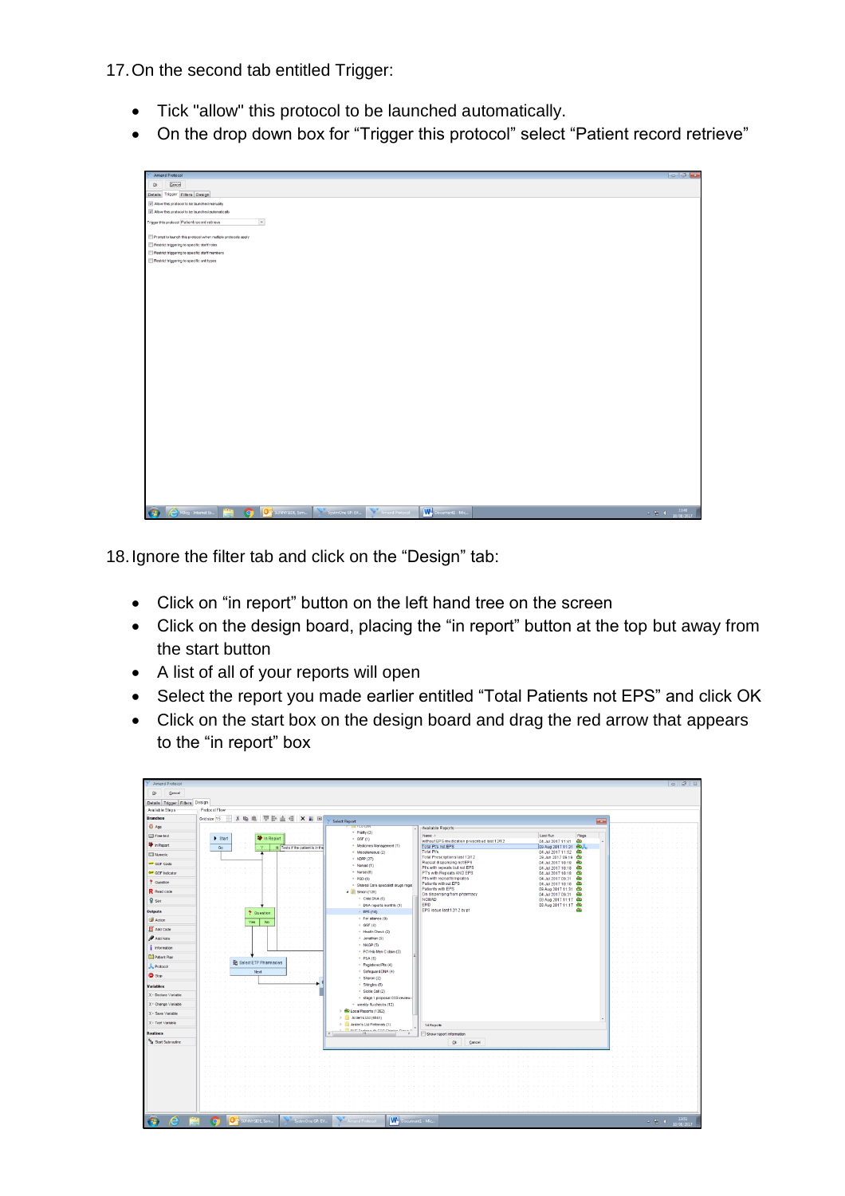17. On the second tab entitled Trigger:

- Tick "allow" this protocol to be launched automatically.
- On the drop down box for “Trigger this protocol” select “Patient record retrieve”

18. Ignore the filter tab and click on the “Design” tab:

- Click on “in report” button on the left hand tree on the screen
- Click on the design board, placing the “in report” button at the top but away from the start button
- A list of all of your reports will open
- Select the report you made earlier entitled “Total Patients not EPS” and click OK
- Click on the start box on the design board and drag the red arrow that appears to the “in report” box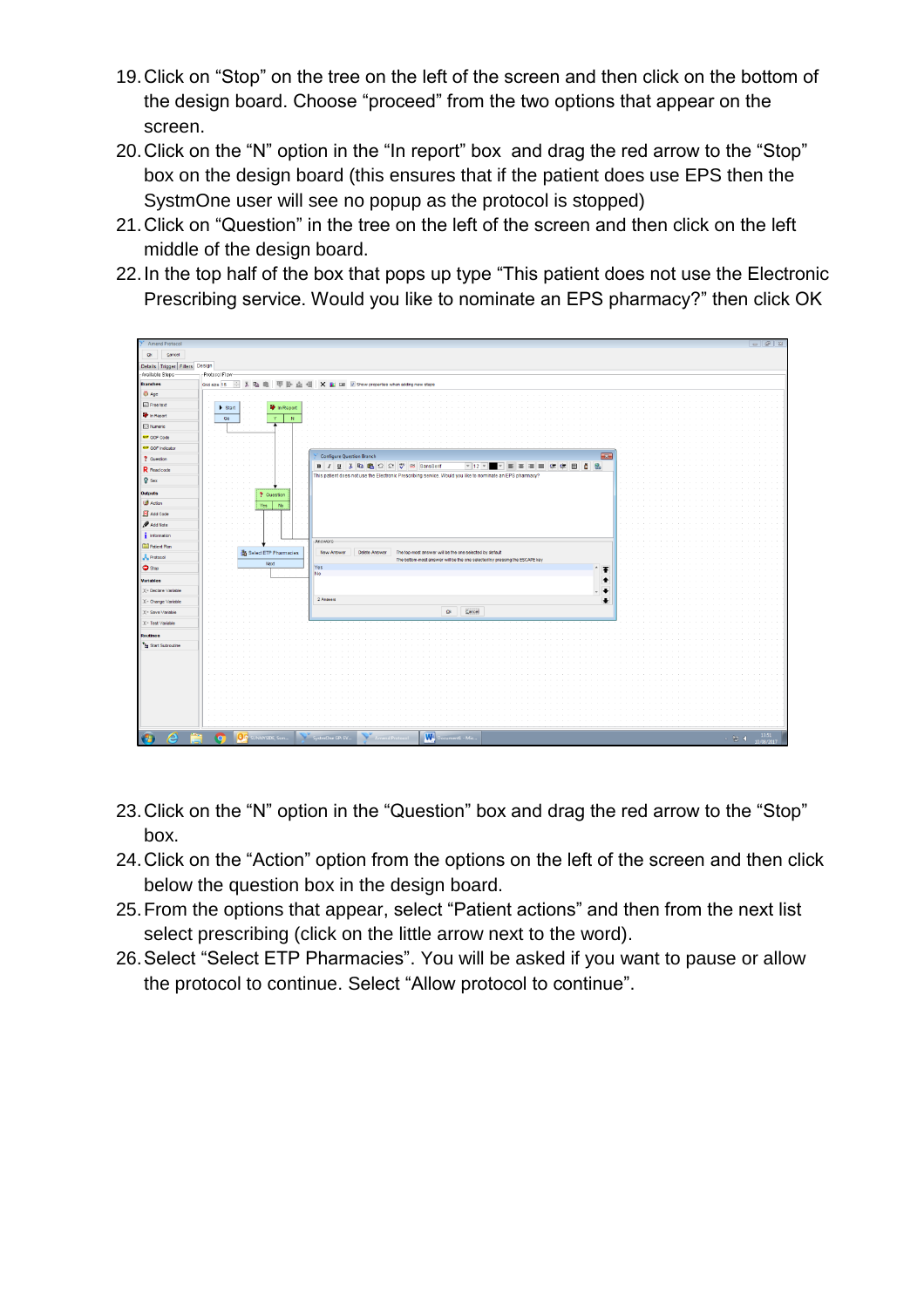19. Click on “Stop” on the tree on the left of the screen and then click on the bottom of the design board. Choose “proceed” from the two options that appear on the screen.
20. Click on the “N” option in the “In report” box and drag the red arrow to the “Stop” box on the design board (this ensures that if the patient does use EPS then the SystmOne user will see no popup as the protocol is stopped)
21. Click on “Question” in the tree on the left of the screen and then click on the left middle of the design board.
22. In the top half of the box that pops up type “This patient does not use the Electronic Prescribing service. Would you like to nominate an EPS pharmacy?” then click OK

23. Click on the “N” option in the “Question” box and drag the red arrow to the “Stop” box.
24. Click on the “Action” option from the options on the left of the screen and then click below the question box in the design board.
25. From the options that appear, select “Patient actions” and then from the next list select prescribing (click on the little arrow next to the word).
26. Select “Select ETP Pharmacies”. You will be asked if you want to pause or allow the protocol to continue. Select “Allow protocol to continue”.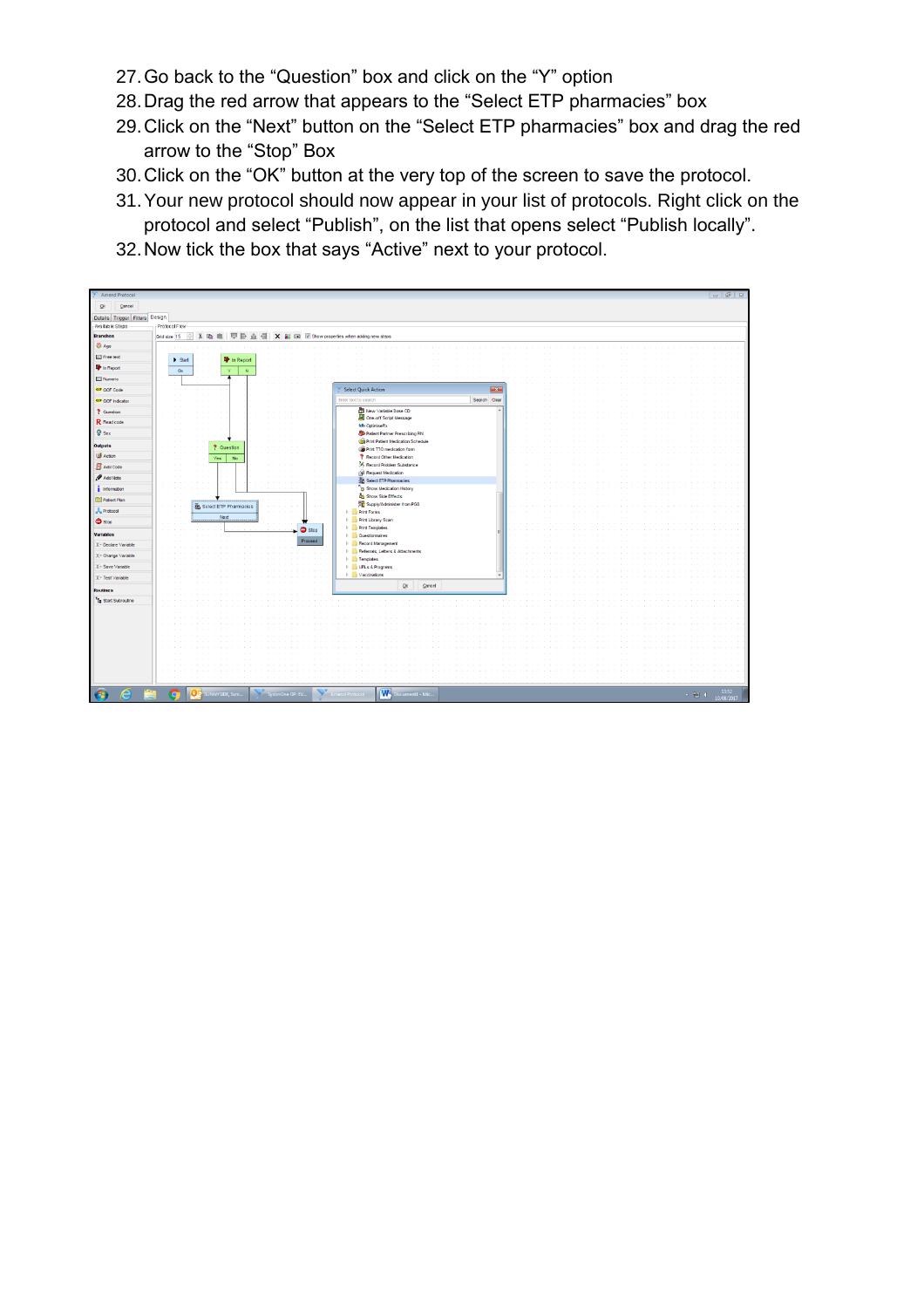27. Go back to the “Question” box and click on the “Y” option
28. Drag the red arrow that appears to the “Select ETP pharmacies” box
29. Click on the “Next” button on the “Select ETP pharmacies” box and drag the red arrow to the “Stop” Box
30. Click on the “OK” button at the very top of the screen to save the protocol.
31. Your new protocol should now appear in your list of protocols. Right click on the protocol and select “Publish”, on the list that opens select “Publish locally”.
32. Now tick the box that says “Active” next to your protocol.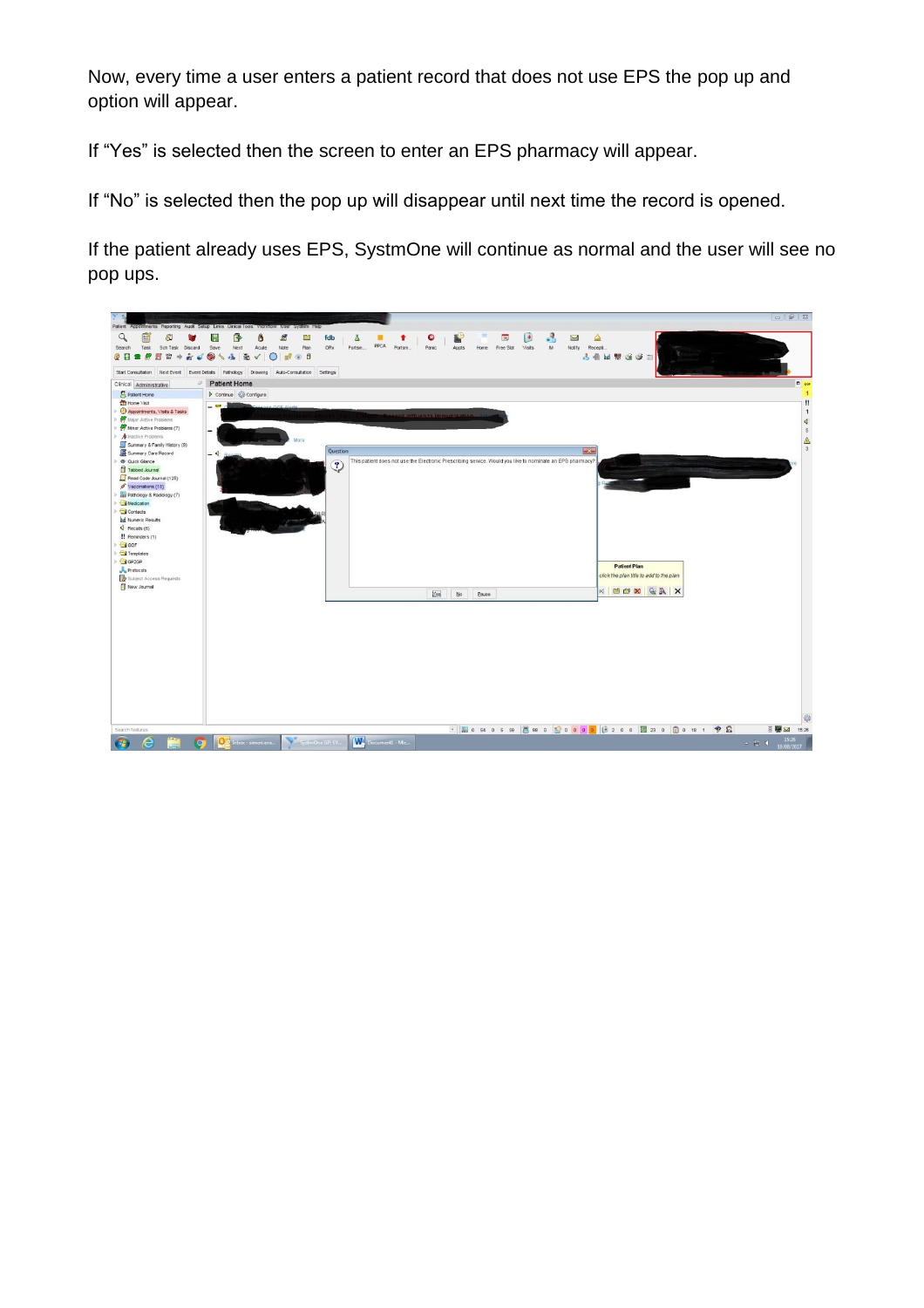Now, every time a user enters a patient record that does not use EPS the pop up and option will appear.

If "Yes" is selected then the screen to enter an EPS pharmacy will appear.

If "No" is selected then the pop up will disappear until next time the record is opened.

If the patient already uses EPS, SystmOne will continue as normal and the user will see no pop ups.